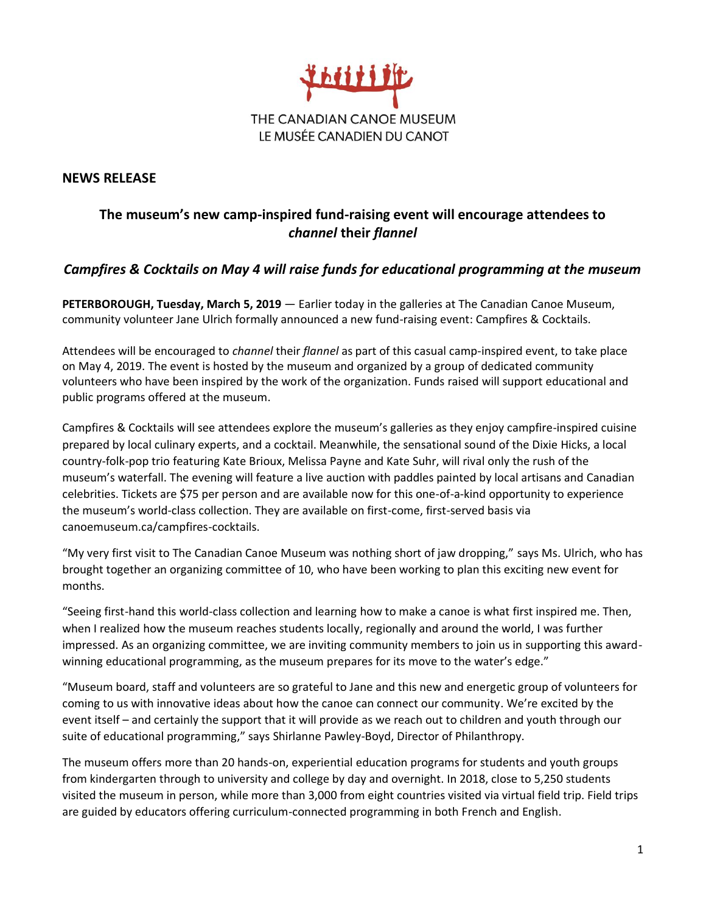THE CANADIAN CANOE MUSEUM
LE MUSÉE CANADIEN DU CANOT

**NEWS RELEASE**

## The museum's new camp-inspired fund-raising event will encourage attendees to *channel* their *flannel*

### *Campfires & Cocktails on May 4 will raise funds for educational programming at the museum*

**PETERBOROUGH, Tuesday, March 5, 2019** — Earlier today in the galleries at The Canadian Canoe Museum, community volunteer Jane Ulrich formally announced a new fund-raising event: Campfires & Cocktails.

Attendees will be encouraged to *channel* their *flannel* as part of this casual camp-inspired event, to take place on May 4, 2019. The event is hosted by the museum and organized by a group of dedicated community volunteers who have been inspired by the work of the organization. Funds raised will support educational and public programs offered at the museum.

Campfires & Cocktails will see attendees explore the museum's galleries as they enjoy campfire-inspired cuisine prepared by local culinary experts, and a cocktail. Meanwhile, the sensational sound of the Dixie Hicks, a local country-folk-pop trio featuring Kate Brioux, Melissa Payne and Kate Suhr, will rival only the rush of the museum's waterfall. The evening will feature a live auction with paddles painted by local artisans and Canadian celebrities. Tickets are $75 per person and are available now for this one-of-a-kind opportunity to experience the museum's world-class collection. They are available on first-come, first-served basis via canoemuseum.ca/campfires-cocktails.

"My very first visit to The Canadian Canoe Museum was nothing short of jaw dropping," says Ms. Ulrich, who has brought together an organizing committee of 10, who have been working to plan this exciting new event for months.

"Seeing first-hand this world-class collection and learning how to make a canoe is what first inspired me. Then, when I realized how the museum reaches students locally, regionally and around the world, I was further impressed. As an organizing committee, we are inviting community members to join us in supporting this award-winning educational programming, as the museum prepares for its move to the water's edge."

"Museum board, staff and volunteers are so grateful to Jane and this new and energetic group of volunteers for coming to us with innovative ideas about how the canoe can connect our community. We're excited by the event itself – and certainly the support that it will provide as we reach out to children and youth through our suite of educational programming," says Shirlanne Pawley-Boyd, Director of Philanthropy.

The museum offers more than 20 hands-on, experiential education programs for students and youth groups from kindergarten through to university and college by day and overnight. In 2018, close to 5,250 students visited the museum in person, while more than 3,000 from eight countries visited via virtual field trip. Field trips are guided by educators offering curriculum-connected programming in both French and English.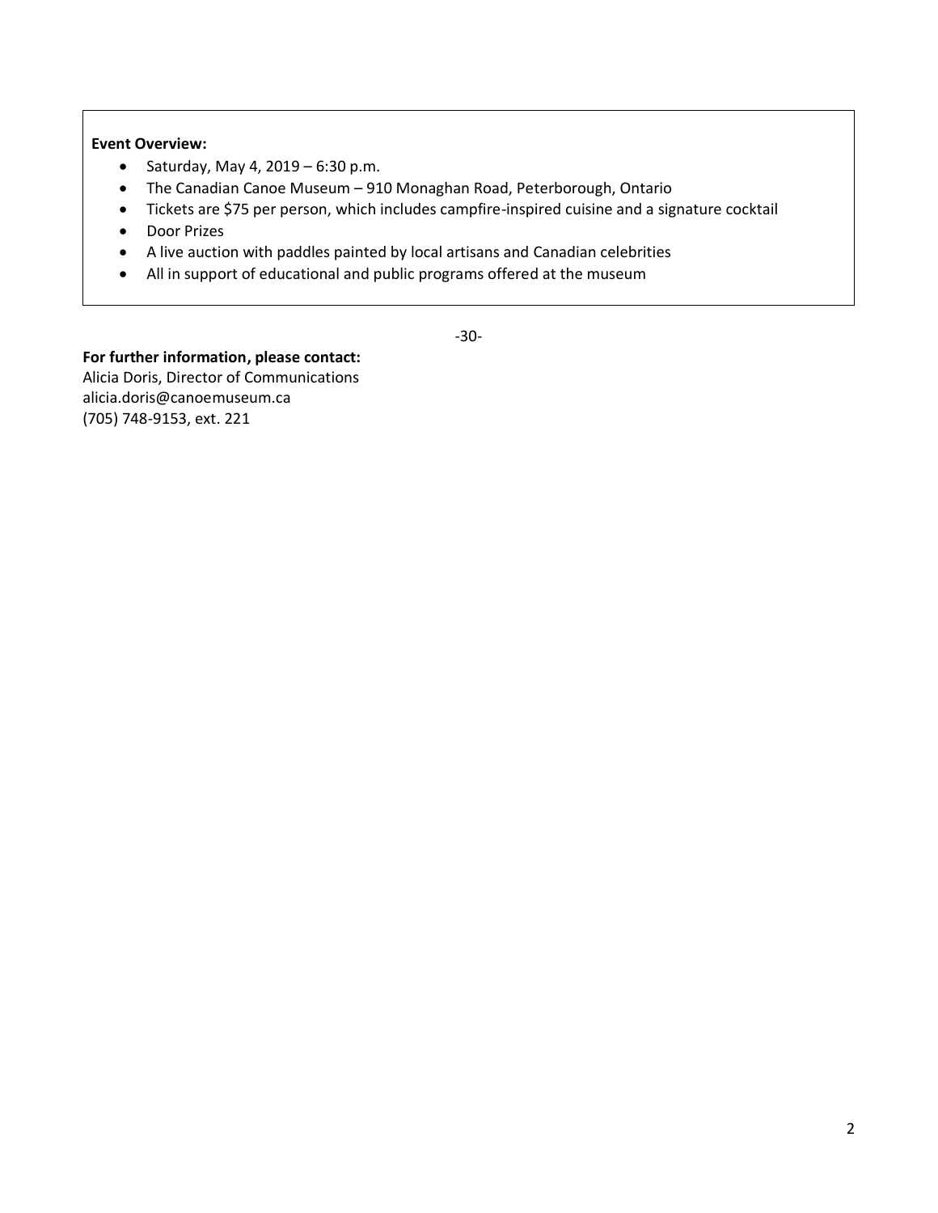**Event Overview:**

- Saturday, May 4, 2019 – 6:30 p.m.
- The Canadian Canoe Museum – 910 Monaghan Road, Peterborough, Ontario
- Tickets are $75 per person, which includes campfire-inspired cuisine and a signature cocktail
- Door Prizes
- A live auction with paddles painted by local artisans and Canadian celebrities
- All in support of educational and public programs offered at the museum

-30-

**For further information, please contact:**
Alicia Doris, Director of Communications
alicia.doris@canoemuseum.ca
(705) 748-9153, ext. 221